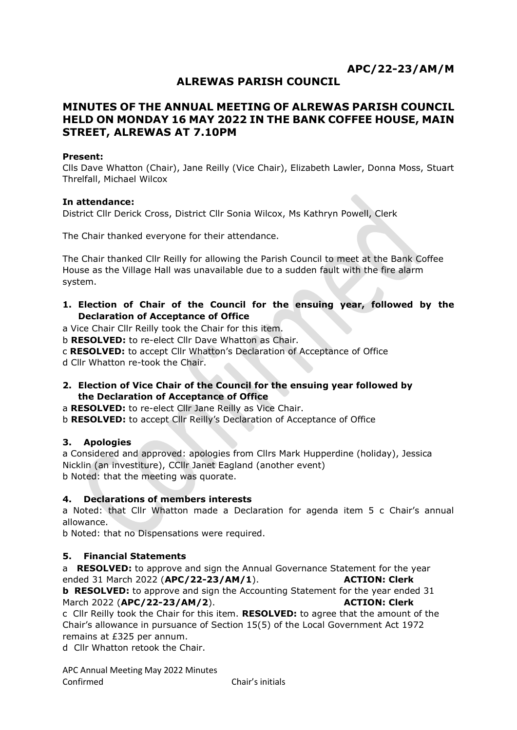**APC/22-23/AM/M**

# ALREWAS PARISH COUNCIL

## MINUTES OF THE ANNUAL MEETING OF ALREWAS PARISH COUNCIL HELD ON MONDAY 16 MAY 2022 IN THE BANK COFFEE HOUSE, MAIN STREET, ALREWAS AT 7.10PM

**Present:**
Clls Dave Whatton (Chair), Jane Reilly (Vice Chair), Elizabeth Lawler, Donna Moss, Stuart Threlfall, Michael Wilcox

**In attendance:**
District Cllr Derick Cross, District Cllr Sonia Wilcox, Ms Kathryn Powell, Clerk

The Chair thanked everyone for their attendance.

The Chair thanked Cllr Reilly for allowing the Parish Council to meet at the Bank Coffee House as the Village Hall was unavailable due to a sudden fault with the fire alarm system.

### 1. Election of Chair of the Council for the ensuing year, followed by the Declaration of Acceptance of Office

a Vice Chair Cllr Reilly took the Chair for this item.
b **RESOLVED:** to re-elect Cllr Dave Whatton as Chair.
c **RESOLVED:** to accept Cllr Whatton's Declaration of Acceptance of Office
d Cllr Whatton re-took the Chair.

### 2. Election of Vice Chair of the Council for the ensuing year followed by the Declaration of Acceptance of Office

a **RESOLVED:** to re-elect Cllr Jane Reilly as Vice Chair.
b **RESOLVED:** to accept Cllr Reilly's Declaration of Acceptance of Office

### 3. Apologies

a Considered and approved: apologies from Cllrs Mark Hupperdine (holiday), Jessica Nicklin (an investiture), CCllr Janet Eagland (another event)
b Noted: that the meeting was quorate.

### 4. Declarations of members interests

a Noted: that Cllr Whatton made a Declaration for agenda item 5 c Chair's annual allowance.
b Noted: that no Dispensations were required.

### 5. Financial Statements

a **RESOLVED:** to approve and sign the Annual Governance Statement for the year ended 31 March 2022 (**APC/22-23/AM/1**). **ACTION: Clerk**
**b RESOLVED:** to approve and sign the Accounting Statement for the year ended 31 March 2022 (**APC/22-23/AM/2**). **ACTION: Clerk**
c Cllr Reilly took the Chair for this item. **RESOLVED:** to agree that the amount of the Chair's allowance in pursuance of Section 15(5) of the Local Government Act 1972 remains at £325 per annum.
d Cllr Whatton retook the Chair.

APC Annual Meeting May 2022 Minutes
Confirmed Chair's initials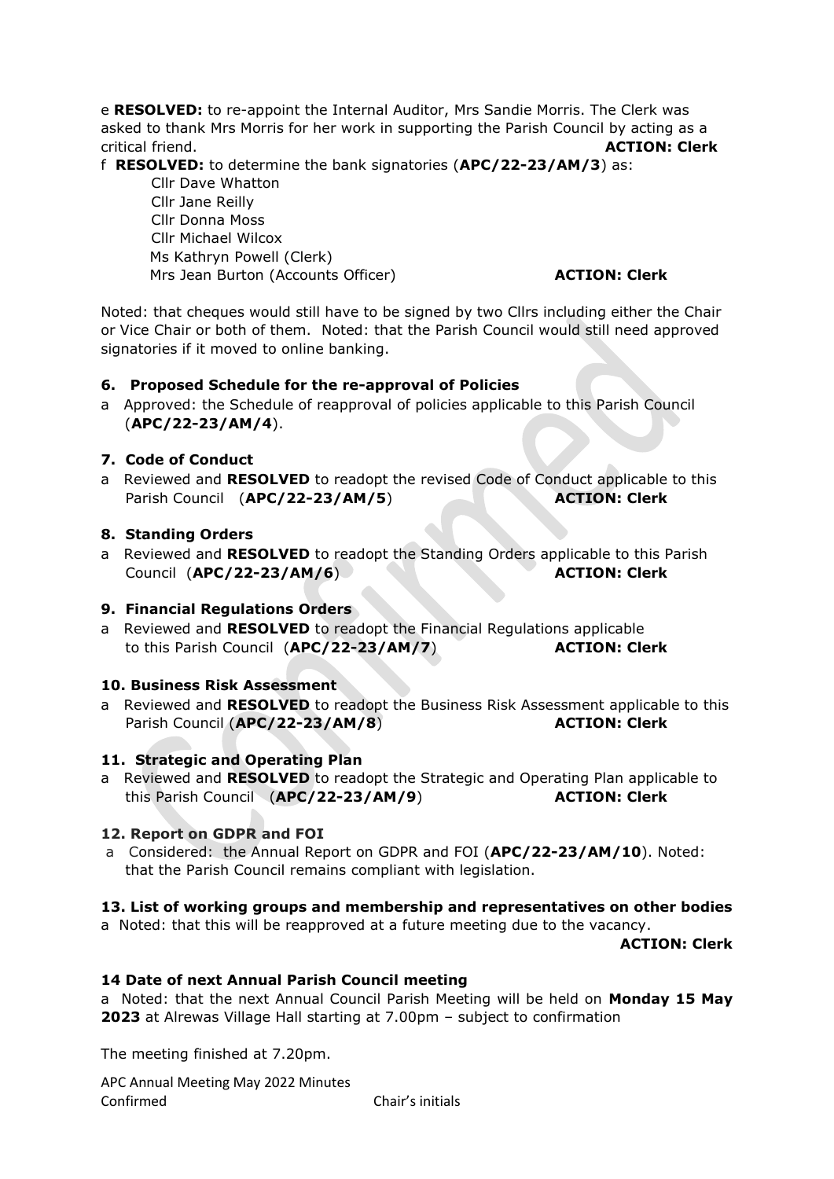e **RESOLVED:** to re-appoint the Internal Auditor, Mrs Sandie Morris. The Clerk was asked to thank Mrs Morris for her work in supporting the Parish Council by acting as a critical friend. **ACTION: Clerk**

f **RESOLVED:** to determine the bank signatories (**APC/22-23/AM/3**) as:

Cllr Dave Whatton
Cllr Jane Reilly
Cllr Donna Moss
Cllr Michael Wilcox
Ms Kathryn Powell (Clerk)
Mrs Jean Burton (Accounts Officer) **ACTION: Clerk**

Noted: that cheques would still have to be signed by two Cllrs including either the Chair or Vice Chair or both of them. Noted: that the Parish Council would still need approved signatories if it moved to online banking.

### 6. Proposed Schedule for the re-approval of Policies

a Approved: the Schedule of reapproval of policies applicable to this Parish Council (**APC/22-23/AM/4**).

### 7. Code of Conduct

a Reviewed and **RESOLVED** to readopt the revised Code of Conduct applicable to this Parish Council (**APC/22-23/AM/5**) **ACTION: Clerk**

### 8. Standing Orders

a Reviewed and **RESOLVED** to readopt the Standing Orders applicable to this Parish Council (**APC/22-23/AM/6**) **ACTION: Clerk**

### 9. Financial Regulations Orders

a Reviewed and **RESOLVED** to readopt the Financial Regulations applicable to this Parish Council (**APC/22-23/AM/7**) **ACTION: Clerk**

### 10. Business Risk Assessment

a Reviewed and **RESOLVED** to readopt the Business Risk Assessment applicable to this Parish Council (**APC/22-23/AM/8**) **ACTION: Clerk**

### 11. Strategic and Operating Plan

a Reviewed and **RESOLVED** to readopt the Strategic and Operating Plan applicable to this Parish Council (**APC/22-23/AM/9**) **ACTION: Clerk**

### 12. Report on GDPR and FOI

a Considered: the Annual Report on GDPR and FOI (**APC/22-23/AM/10**). Noted: that the Parish Council remains compliant with legislation.

### 13. List of working groups and membership and representatives on other bodies

a Noted: that this will be reapproved at a future meeting due to the vacancy.

**ACTION: Clerk**

### 14 Date of next Annual Parish Council meeting

a Noted: that the next Annual Council Parish Meeting will be held on **Monday 15 May 2023** at Alrewas Village Hall starting at 7.00pm – subject to confirmation

The meeting finished at 7.20pm.

APC Annual Meeting May 2022 Minutes
Confirmed Chair's initials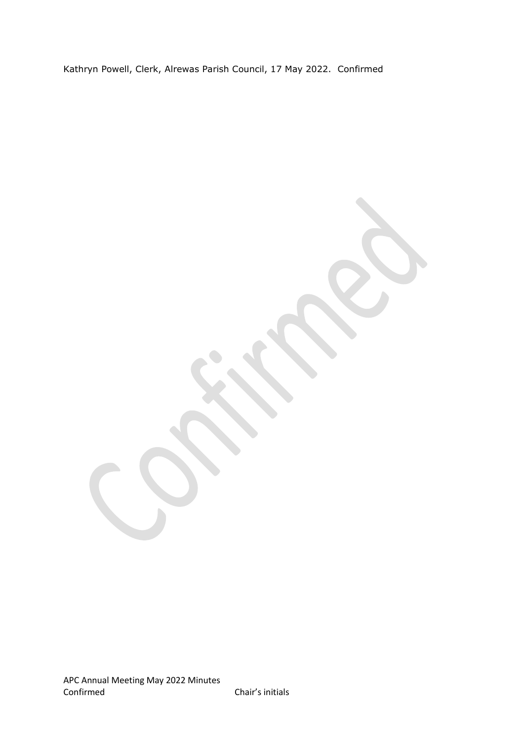Kathryn Powell, Clerk, Alrewas Parish Council, 17 May 2022. Confirmed